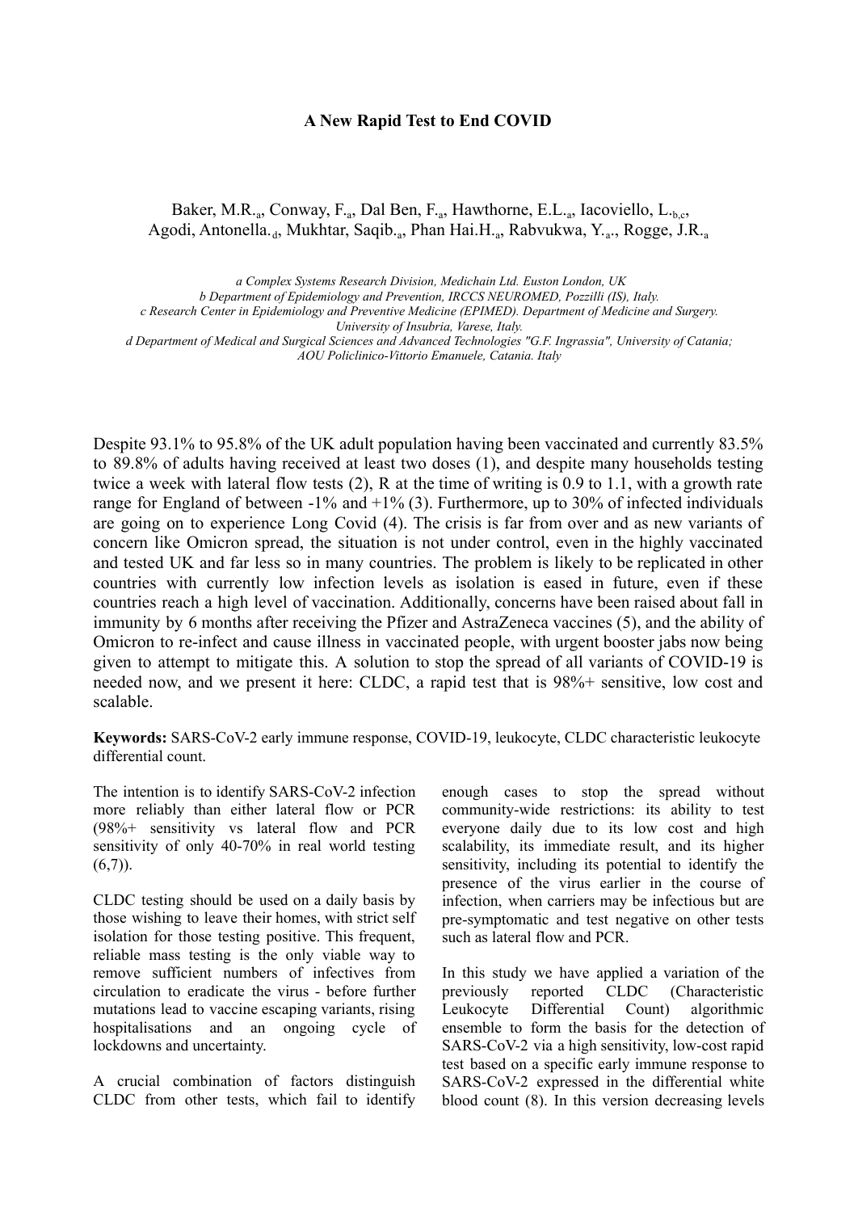# A New Rapid Test to End COVID

Baker, M.R.[a], Conway, F.[a], Dal Ben, F.[a], Hawthorne, E.L.[a], Iacoviello, L.[b,c], Agodi, Antonella.[d], Mukhtar, Saqib.[a], Phan Hai.H.[a], Rabvukwa, Y.[a]., Rogge, J.R.[a]

*a Complex Systems Research Division, Medichain Ltd. Euston London, UK*
*b Department of Epidemiology and Prevention, IRCCS NEUROMED, Pozzilli (IS), Italy.*
*c Research Center in Epidemiology and Preventive Medicine (EPIMED). Department of Medicine and Surgery. University of Insubria, Varese, Italy.*
*d Department of Medical and Surgical Sciences and Advanced Technologies "G.F. Ingrassia", University of Catania; AOU Policlinico-Vittorio Emanuele, Catania. Italy*

Despite 93.1% to 95.8% of the UK adult population having been vaccinated and currently 83.5% to 89.8% of adults having received at least two doses (1), and despite many households testing twice a week with lateral flow tests (2), R at the time of writing is 0.9 to 1.1, with a growth rate range for England of between -1% and +1% (3). Furthermore, up to 30% of infected individuals are going on to experience Long Covid (4). The crisis is far from over and as new variants of concern like Omicron spread, the situation is not under control, even in the highly vaccinated and tested UK and far less so in many countries. The problem is likely to be replicated in other countries with currently low infection levels as isolation is eased in future, even if these countries reach a high level of vaccination. Additionally, concerns have been raised about fall in immunity by 6 months after receiving the Pfizer and AstraZeneca vaccines (5), and the ability of Omicron to re-infect and cause illness in vaccinated people, with urgent booster jabs now being given to attempt to mitigate this. A solution to stop the spread of all variants of COVID-19 is needed now, and we present it here: CLDC, a rapid test that is 98%+ sensitive, low cost and scalable.

**Keywords:** SARS-CoV-2 early immune response, COVID-19, leukocyte, CLDC characteristic leukocyte differential count.

The intention is to identify SARS-CoV-2 infection more reliably than either lateral flow or PCR (98%+ sensitivity vs lateral flow and PCR sensitivity of only 40-70% in real world testing (6,7)).

CLDC testing should be used on a daily basis by those wishing to leave their homes, with strict self isolation for those testing positive. This frequent, reliable mass testing is the only viable way to remove sufficient numbers of infectives from circulation to eradicate the virus - before further mutations lead to vaccine escaping variants, rising hospitalisations and an ongoing cycle of lockdowns and uncertainty.

A crucial combination of factors distinguish CLDC from other tests, which fail to identify enough cases to stop the spread without community-wide restrictions: its ability to test everyone daily due to its low cost and high scalability, its immediate result, and its higher sensitivity, including its potential to identify the presence of the virus earlier in the course of infection, when carriers may be infectious but are pre-symptomatic and test negative on other tests such as lateral flow and PCR.

In this study we have applied a variation of the previously reported CLDC (Characteristic Leukocyte Differential Count) algorithmic ensemble to form the basis for the detection of SARS-CoV-2 via a high sensitivity, low-cost rapid test based on a specific early immune response to SARS-CoV-2 expressed in the differential white blood count (8). In this version decreasing levels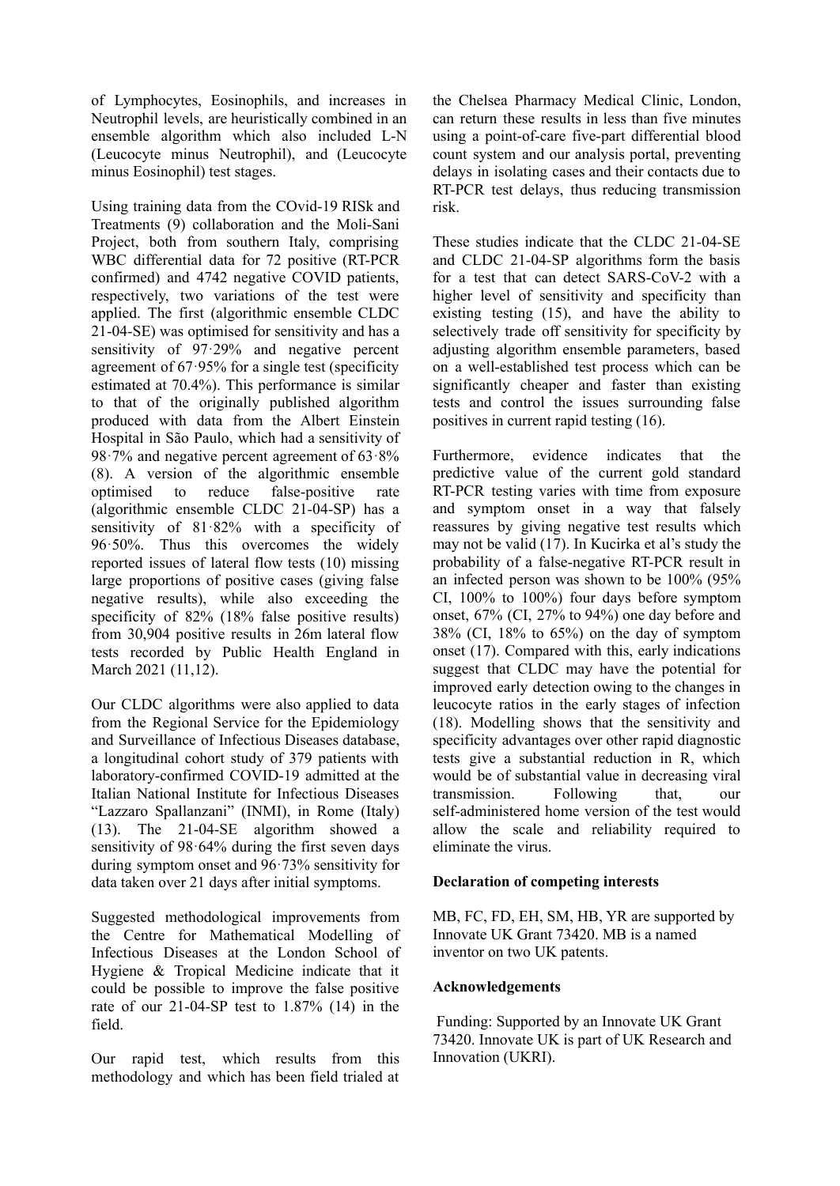of Lymphocytes, Eosinophils, and increases in Neutrophil levels, are heuristically combined in an ensemble algorithm which also included L-N (Leucocyte minus Neutrophil), and (Leucocyte minus Eosinophil) test stages.

Using training data from the COvid-19 RISk and Treatments (9) collaboration and the Moli-Sani Project, both from southern Italy, comprising WBC differential data for 72 positive (RT-PCR confirmed) and 4742 negative COVID patients, respectively, two variations of the test were applied. The first (algorithmic ensemble CLDC 21-04-SE) was optimised for sensitivity and has a sensitivity of 97·29% and negative percent agreement of 67·95% for a single test (specificity estimated at 70.4%). This performance is similar to that of the originally published algorithm produced with data from the Albert Einstein Hospital in São Paulo, which had a sensitivity of 98·7% and negative percent agreement of 63·8% (8). A version of the algorithmic ensemble optimised to reduce false-positive rate (algorithmic ensemble CLDC 21-04-SP) has a sensitivity of 81·82% with a specificity of 96·50%. Thus this overcomes the widely reported issues of lateral flow tests (10) missing large proportions of positive cases (giving false negative results), while also exceeding the specificity of 82% (18% false positive results) from 30,904 positive results in 26m lateral flow tests recorded by Public Health England in March 2021 (11,12).

Our CLDC algorithms were also applied to data from the Regional Service for the Epidemiology and Surveillance of Infectious Diseases database, a longitudinal cohort study of 379 patients with laboratory-confirmed COVID-19 admitted at the Italian National Institute for Infectious Diseases "Lazzaro Spallanzani" (INMI), in Rome (Italy) (13). The 21-04-SE algorithm showed a sensitivity of 98·64% during the first seven days during symptom onset and 96·73% sensitivity for data taken over 21 days after initial symptoms.

Suggested methodological improvements from the Centre for Mathematical Modelling of Infectious Diseases at the London School of Hygiene & Tropical Medicine indicate that it could be possible to improve the false positive rate of our 21-04-SP test to 1.87% (14) in the field.

Our rapid test, which results from this methodology and which has been field trialed at the Chelsea Pharmacy Medical Clinic, London, can return these results in less than five minutes using a point-of-care five-part differential blood count system and our analysis portal, preventing delays in isolating cases and their contacts due to RT-PCR test delays, thus reducing transmission risk.

These studies indicate that the CLDC 21-04-SE and CLDC 21-04-SP algorithms form the basis for a test that can detect SARS-CoV-2 with a higher level of sensitivity and specificity than existing testing (15), and have the ability to selectively trade off sensitivity for specificity by adjusting algorithm ensemble parameters, based on a well-established test process which can be significantly cheaper and faster than existing tests and control the issues surrounding false positives in current rapid testing (16).

Furthermore, evidence indicates that the predictive value of the current gold standard RT-PCR testing varies with time from exposure and symptom onset in a way that falsely reassures by giving negative test results which may not be valid (17). In Kucirka et al's study the probability of a false-negative RT-PCR result in an infected person was shown to be 100% (95% CI, 100% to 100%) four days before symptom onset, 67% (CI, 27% to 94%) one day before and 38% (CI, 18% to 65%) on the day of symptom onset (17). Compared with this, early indications suggest that CLDC may have the potential for improved early detection owing to the changes in leucocyte ratios in the early stages of infection (18). Modelling shows that the sensitivity and specificity advantages over other rapid diagnostic tests give a substantial reduction in R, which would be of substantial value in decreasing viral transmission. Following that, our self-administered home version of the test would allow the scale and reliability required to eliminate the virus.

**Declaration of competing interests**

MB, FC, FD, EH, SM, HB, YR are supported by Innovate UK Grant 73420. MB is a named inventor on two UK patents.

**Acknowledgements**

Funding: Supported by an Innovate UK Grant 73420. Innovate UK is part of UK Research and Innovation (UKRI).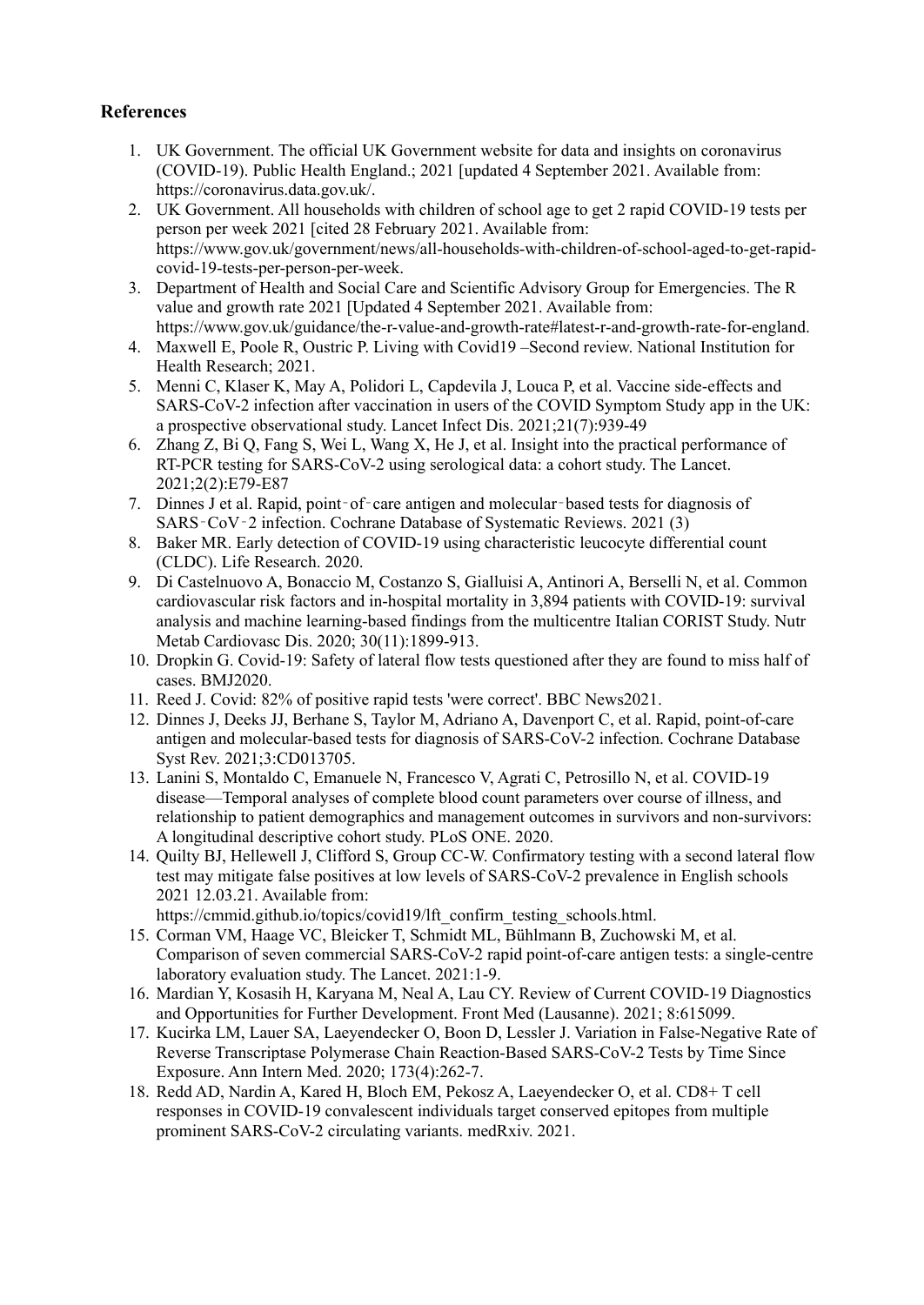## References

1. UK Government. The official UK Government website for data and insights on coronavirus (COVID-19). Public Health England.; 2021 [updated 4 September 2021. Available from: https://coronavirus.data.gov.uk/.
2. UK Government. All households with children of school age to get 2 rapid COVID-19 tests per person per week 2021 [cited 28 February 2021. Available from: https://www.gov.uk/government/news/all-households-with-children-of-school-aged-to-get-rapid-covid-19-tests-per-person-per-week.
3. Department of Health and Social Care and Scientific Advisory Group for Emergencies. The R value and growth rate 2021 [Updated 4 September 2021. Available from: https://www.gov.uk/guidance/the-r-value-and-growth-rate#latest-r-and-growth-rate-for-england.
4. Maxwell E, Poole R, Oustric P. Living with Covid19 –Second review. National Institution for Health Research; 2021.
5. Menni C, Klaser K, May A, Polidori L, Capdevila J, Louca P, et al. Vaccine side-effects and SARS-CoV-2 infection after vaccination in users of the COVID Symptom Study app in the UK: a prospective observational study. Lancet Infect Dis. 2021;21(7):939-49
6. Zhang Z, Bi Q, Fang S, Wei L, Wang X, He J, et al. Insight into the practical performance of RT-PCR testing for SARS-CoV-2 using serological data: a cohort study. The Lancet. 2021;2(2):E79-E87
7. Dinnes J et al. Rapid, point‐of‐care antigen and molecular‐based tests for diagnosis of SARS‐CoV‐2 infection. Cochrane Database of Systematic Reviews. 2021 (3)
8. Baker MR. Early detection of COVID-19 using characteristic leucocyte differential count (CLDC). Life Research. 2020.
9. Di Castelnuovo A, Bonaccio M, Costanzo S, Gialluisi A, Antinori A, Berselli N, et al. Common cardiovascular risk factors and in-hospital mortality in 3,894 patients with COVID-19: survival analysis and machine learning-based findings from the multicentre Italian CORIST Study. Nutr Metab Cardiovasc Dis. 2020; 30(11):1899-913.
10. Dropkin G. Covid-19: Safety of lateral flow tests questioned after they are found to miss half of cases. BMJ2020.
11. Reed J. Covid: 82% of positive rapid tests 'were correct'. BBC News2021.
12. Dinnes J, Deeks JJ, Berhane S, Taylor M, Adriano A, Davenport C, et al. Rapid, point-of-care antigen and molecular-based tests for diagnosis of SARS-CoV-2 infection. Cochrane Database Syst Rev. 2021;3:CD013705.
13. Lanini S, Montaldo C, Emanuele N, Francesco V, Agrati C, Petrosillo N, et al. COVID-19 disease—Temporal analyses of complete blood count parameters over course of illness, and relationship to patient demographics and management outcomes in survivors and non-survivors: A longitudinal descriptive cohort study. PLoS ONE. 2020.
14. Quilty BJ, Hellewell J, Clifford S, Group CC-W. Confirmatory testing with a second lateral flow test may mitigate false positives at low levels of SARS-CoV-2 prevalence in English schools 2021 12.03.21. Available from: https://cmmid.github.io/topics/covid19/lft_confirm_testing_schools.html.
15. Corman VM, Haage VC, Bleicker T, Schmidt ML, Bühlmann B, Zuchowski M, et al. Comparison of seven commercial SARS-CoV-2 rapid point-of-care antigen tests: a single-centre laboratory evaluation study. The Lancet. 2021:1-9.
16. Mardian Y, Kosasih H, Karyana M, Neal A, Lau CY. Review of Current COVID-19 Diagnostics and Opportunities for Further Development. Front Med (Lausanne). 2021; 8:615099.
17. Kucirka LM, Lauer SA, Laeyendecker O, Boon D, Lessler J. Variation in False-Negative Rate of Reverse Transcriptase Polymerase Chain Reaction-Based SARS-CoV-2 Tests by Time Since Exposure. Ann Intern Med. 2020; 173(4):262-7.
18. Redd AD, Nardin A, Kared H, Bloch EM, Pekosz A, Laeyendecker O, et al. CD8+ T cell responses in COVID-19 convalescent individuals target conserved epitopes from multiple prominent SARS-CoV-2 circulating variants. medRxiv. 2021.